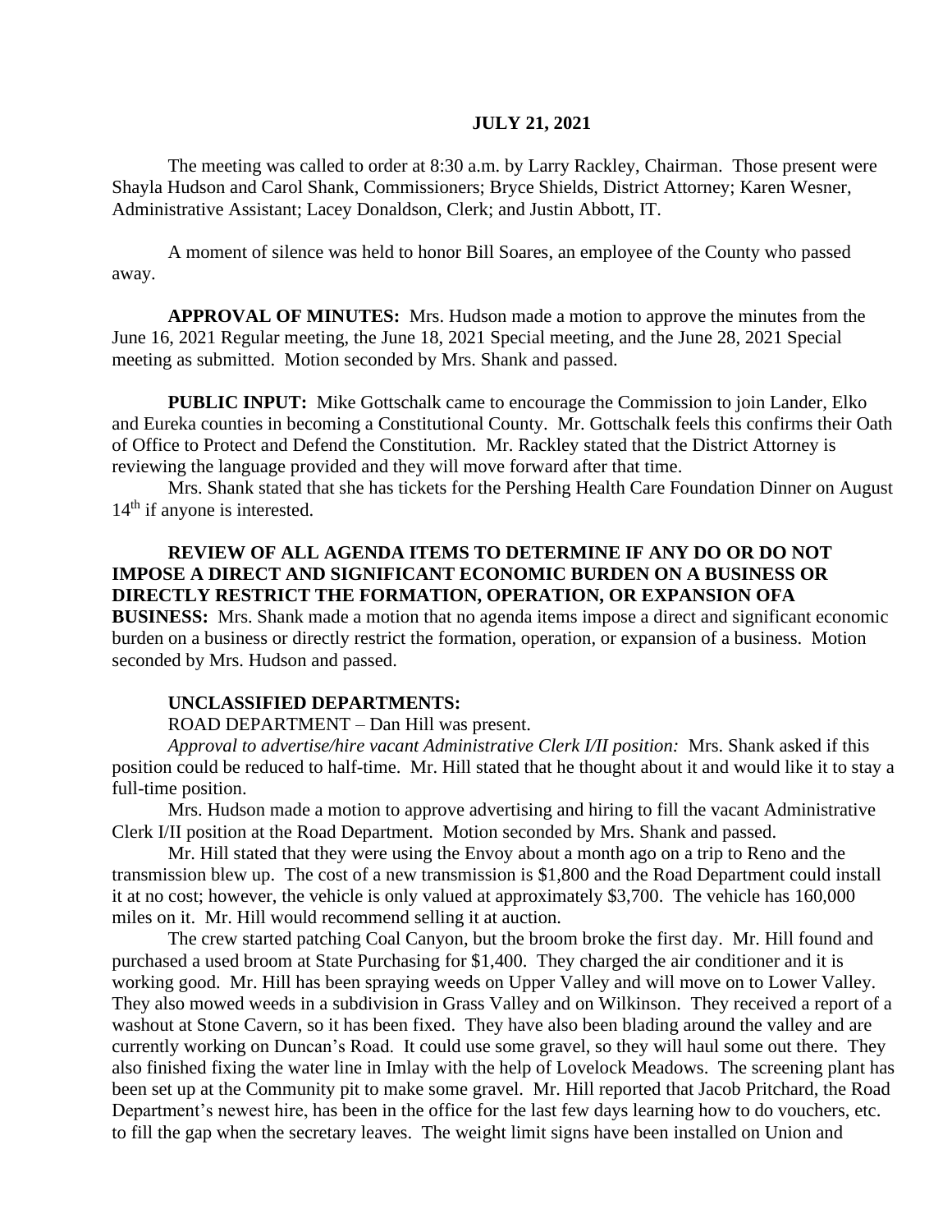**JULY 21, 2021**

The meeting was called to order at 8:30 a.m. by Larry Rackley, Chairman. Those present were Shayla Hudson and Carol Shank, Commissioners; Bryce Shields, District Attorney; Karen Wesner, Administrative Assistant; Lacey Donaldson, Clerk; and Justin Abbott, IT.

A moment of silence was held to honor Bill Soares, an employee of the County who passed away.

**APPROVAL OF MINUTES:** Mrs. Hudson made a motion to approve the minutes from the June 16, 2021 Regular meeting, the June 18, 2021 Special meeting, and the June 28, 2021 Special meeting as submitted. Motion seconded by Mrs. Shank and passed.

**PUBLIC INPUT:** Mike Gottschalk came to encourage the Commission to join Lander, Elko and Eureka counties in becoming a Constitutional County. Mr. Gottschalk feels this confirms their Oath of Office to Protect and Defend the Constitution. Mr. Rackley stated that the District Attorney is reviewing the language provided and they will move forward after that time.

Mrs. Shank stated that she has tickets for the Pershing Health Care Foundation Dinner on August 14th if anyone is interested.

**REVIEW OF ALL AGENDA ITEMS TO DETERMINE IF ANY DO OR DO NOT IMPOSE A DIRECT AND SIGNIFICANT ECONOMIC BURDEN ON A BUSINESS OR DIRECTLY RESTRICT THE FORMATION, OPERATION, OR EXPANSION OFA BUSINESS:** Mrs. Shank made a motion that no agenda items impose a direct and significant economic burden on a business or directly restrict the formation, operation, or expansion of a business. Motion seconded by Mrs. Hudson and passed.

**UNCLASSIFIED DEPARTMENTS:**

ROAD DEPARTMENT – Dan Hill was present.

*Approval to advertise/hire vacant Administrative Clerk I/II position:* Mrs. Shank asked if this position could be reduced to half-time. Mr. Hill stated that he thought about it and would like it to stay a full-time position.

Mrs. Hudson made a motion to approve advertising and hiring to fill the vacant Administrative Clerk I/II position at the Road Department. Motion seconded by Mrs. Shank and passed.

Mr. Hill stated that they were using the Envoy about a month ago on a trip to Reno and the transmission blew up. The cost of a new transmission is $1,800 and the Road Department could install it at no cost; however, the vehicle is only valued at approximately $3,700. The vehicle has 160,000 miles on it. Mr. Hill would recommend selling it at auction.

The crew started patching Coal Canyon, but the broom broke the first day. Mr. Hill found and purchased a used broom at State Purchasing for $1,400. They charged the air conditioner and it is working good. Mr. Hill has been spraying weeds on Upper Valley and will move on to Lower Valley. They also mowed weeds in a subdivision in Grass Valley and on Wilkinson. They received a report of a washout at Stone Cavern, so it has been fixed. They have also been blading around the valley and are currently working on Duncan's Road. It could use some gravel, so they will haul some out there. They also finished fixing the water line in Imlay with the help of Lovelock Meadows. The screening plant has been set up at the Community pit to make some gravel. Mr. Hill reported that Jacob Pritchard, the Road Department's newest hire, has been in the office for the last few days learning how to do vouchers, etc. to fill the gap when the secretary leaves. The weight limit signs have been installed on Union and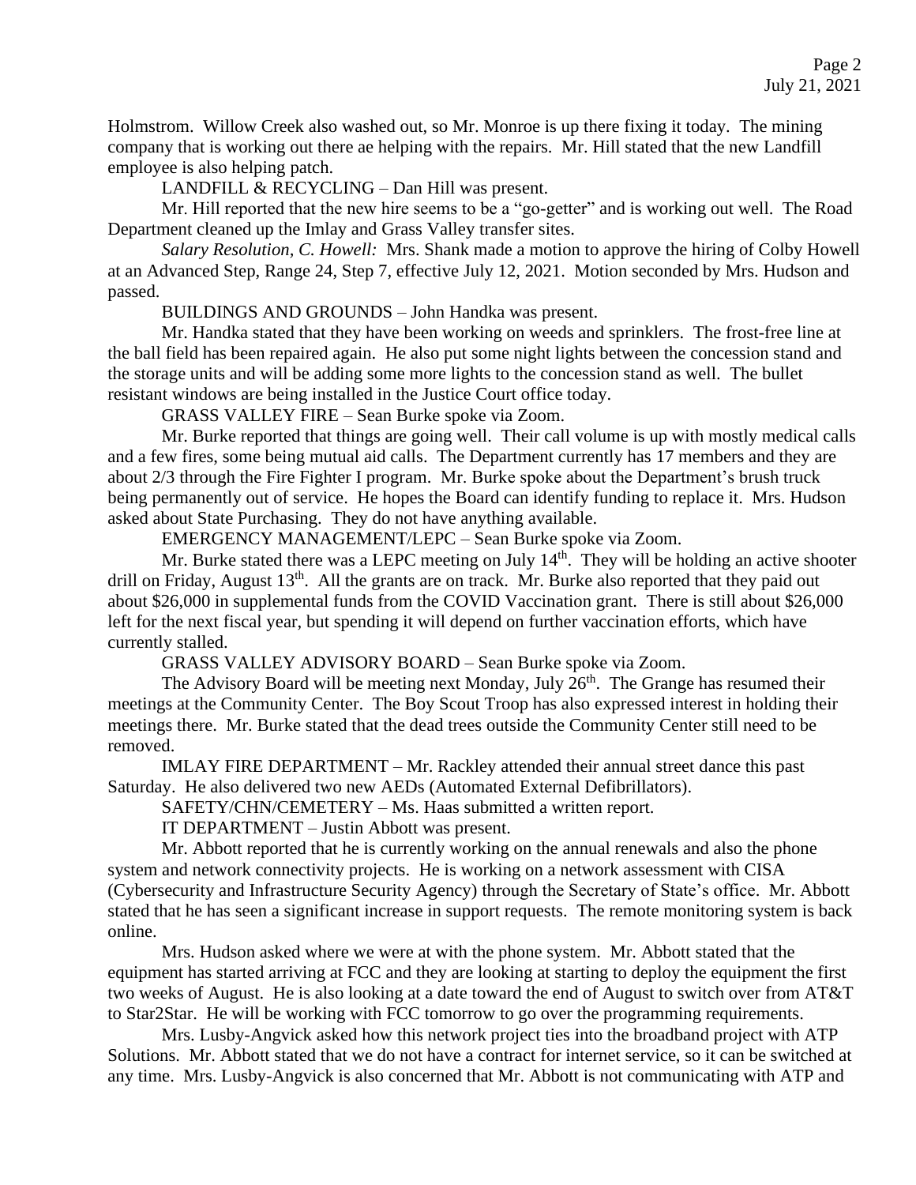Holmstrom. Willow Creek also washed out, so Mr. Monroe is up there fixing it today. The mining company that is working out there ae helping with the repairs. Mr. Hill stated that the new Landfill employee is also helping patch.

LANDFILL & RECYCLING – Dan Hill was present.

Mr. Hill reported that the new hire seems to be a "go-getter" and is working out well. The Road Department cleaned up the Imlay and Grass Valley transfer sites.

*Salary Resolution, C. Howell:* Mrs. Shank made a motion to approve the hiring of Colby Howell at an Advanced Step, Range 24, Step 7, effective July 12, 2021. Motion seconded by Mrs. Hudson and passed.

BUILDINGS AND GROUNDS – John Handka was present.

Mr. Handka stated that they have been working on weeds and sprinklers. The frost-free line at the ball field has been repaired again. He also put some night lights between the concession stand and the storage units and will be adding some more lights to the concession stand as well. The bullet resistant windows are being installed in the Justice Court office today.

GRASS VALLEY FIRE – Sean Burke spoke via Zoom.

Mr. Burke reported that things are going well. Their call volume is up with mostly medical calls and a few fires, some being mutual aid calls. The Department currently has 17 members and they are about 2/3 through the Fire Fighter I program. Mr. Burke spoke about the Department's brush truck being permanently out of service. He hopes the Board can identify funding to replace it. Mrs. Hudson asked about State Purchasing. They do not have anything available.

EMERGENCY MANAGEMENT/LEPC – Sean Burke spoke via Zoom.

Mr. Burke stated there was a LEPC meeting on July 14th. They will be holding an active shooter drill on Friday, August 13th. All the grants are on track. Mr. Burke also reported that they paid out about $26,000 in supplemental funds from the COVID Vaccination grant. There is still about $26,000 left for the next fiscal year, but spending it will depend on further vaccination efforts, which have currently stalled.

GRASS VALLEY ADVISORY BOARD – Sean Burke spoke via Zoom.

The Advisory Board will be meeting next Monday, July 26th. The Grange has resumed their meetings at the Community Center. The Boy Scout Troop has also expressed interest in holding their meetings there. Mr. Burke stated that the dead trees outside the Community Center still need to be removed.

IMLAY FIRE DEPARTMENT – Mr. Rackley attended their annual street dance this past Saturday. He also delivered two new AEDs (Automated External Defibrillators).

SAFETY/CHN/CEMETERY – Ms. Haas submitted a written report.

IT DEPARTMENT – Justin Abbott was present.

Mr. Abbott reported that he is currently working on the annual renewals and also the phone system and network connectivity projects. He is working on a network assessment with CISA (Cybersecurity and Infrastructure Security Agency) through the Secretary of State's office. Mr. Abbott stated that he has seen a significant increase in support requests. The remote monitoring system is back online.

Mrs. Hudson asked where we were at with the phone system. Mr. Abbott stated that the equipment has started arriving at FCC and they are looking at starting to deploy the equipment the first two weeks of August. He is also looking at a date toward the end of August to switch over from AT&T to Star2Star. He will be working with FCC tomorrow to go over the programming requirements.

Mrs. Lusby-Angvick asked how this network project ties into the broadband project with ATP Solutions. Mr. Abbott stated that we do not have a contract for internet service, so it can be switched at any time. Mrs. Lusby-Angvick is also concerned that Mr. Abbott is not communicating with ATP and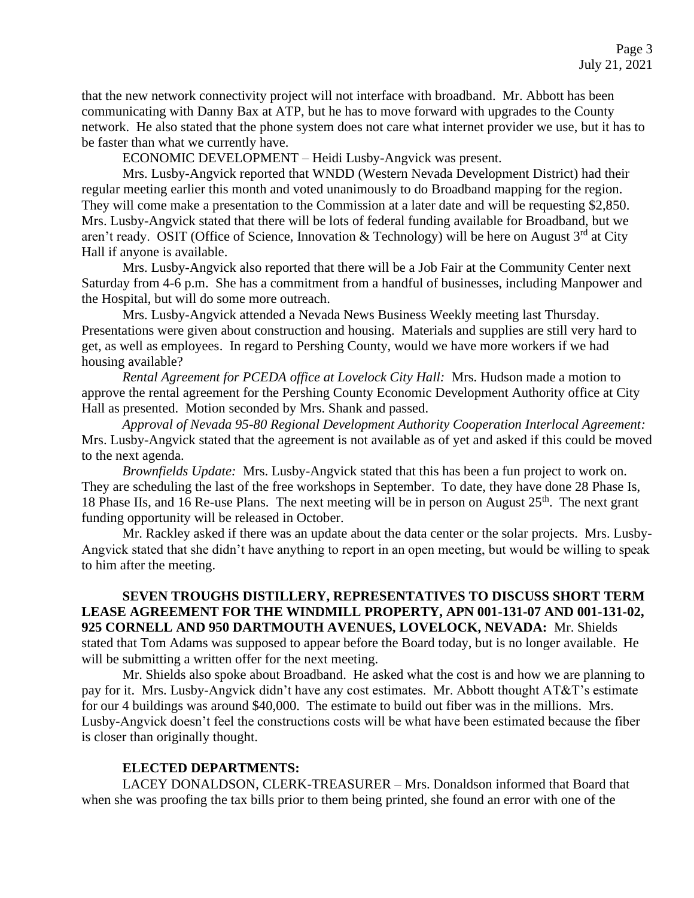that the new network connectivity project will not interface with broadband. Mr. Abbott has been communicating with Danny Bax at ATP, but he has to move forward with upgrades to the County network. He also stated that the phone system does not care what internet provider we use, but it has to be faster than what we currently have.

ECONOMIC DEVELOPMENT – Heidi Lusby-Angvick was present.

Mrs. Lusby-Angvick reported that WNDD (Western Nevada Development District) had their regular meeting earlier this month and voted unanimously to do Broadband mapping for the region. They will come make a presentation to the Commission at a later date and will be requesting $2,850. Mrs. Lusby-Angvick stated that there will be lots of federal funding available for Broadband, but we aren't ready. OSIT (Office of Science, Innovation & Technology) will be here on August 3rd at City Hall if anyone is available.

Mrs. Lusby-Angvick also reported that there will be a Job Fair at the Community Center next Saturday from 4-6 p.m. She has a commitment from a handful of businesses, including Manpower and the Hospital, but will do some more outreach.

Mrs. Lusby-Angvick attended a Nevada News Business Weekly meeting last Thursday. Presentations were given about construction and housing. Materials and supplies are still very hard to get, as well as employees. In regard to Pershing County, would we have more workers if we had housing available?

*Rental Agreement for PCEDA office at Lovelock City Hall:* Mrs. Hudson made a motion to approve the rental agreement for the Pershing County Economic Development Authority office at City Hall as presented. Motion seconded by Mrs. Shank and passed.

*Approval of Nevada 95-80 Regional Development Authority Cooperation Interlocal Agreement:* Mrs. Lusby-Angvick stated that the agreement is not available as of yet and asked if this could be moved to the next agenda.

*Brownfields Update:* Mrs. Lusby-Angvick stated that this has been a fun project to work on. They are scheduling the last of the free workshops in September. To date, they have done 28 Phase Is, 18 Phase IIs, and 16 Re-use Plans. The next meeting will be in person on August 25th. The next grant funding opportunity will be released in October.

Mr. Rackley asked if there was an update about the data center or the solar projects. Mrs. Lusby-Angvick stated that she didn't have anything to report in an open meeting, but would be willing to speak to him after the meeting.

**SEVEN TROUGHS DISTILLERY, REPRESENTATIVES TO DISCUSS SHORT TERM LEASE AGREEMENT FOR THE WINDMILL PROPERTY, APN 001-131-07 AND 001-131-02, 925 CORNELL AND 950 DARTMOUTH AVENUES, LOVELOCK, NEVADA:** Mr. Shields stated that Tom Adams was supposed to appear before the Board today, but is no longer available. He will be submitting a written offer for the next meeting.

Mr. Shields also spoke about Broadband. He asked what the cost is and how we are planning to pay for it. Mrs. Lusby-Angvick didn't have any cost estimates. Mr. Abbott thought AT&T's estimate for our 4 buildings was around $40,000. The estimate to build out fiber was in the millions. Mrs. Lusby-Angvick doesn't feel the constructions costs will be what have been estimated because the fiber is closer than originally thought.

**ELECTED DEPARTMENTS:**

LACEY DONALDSON, CLERK-TREASURER – Mrs. Donaldson informed that Board that when she was proofing the tax bills prior to them being printed, she found an error with one of the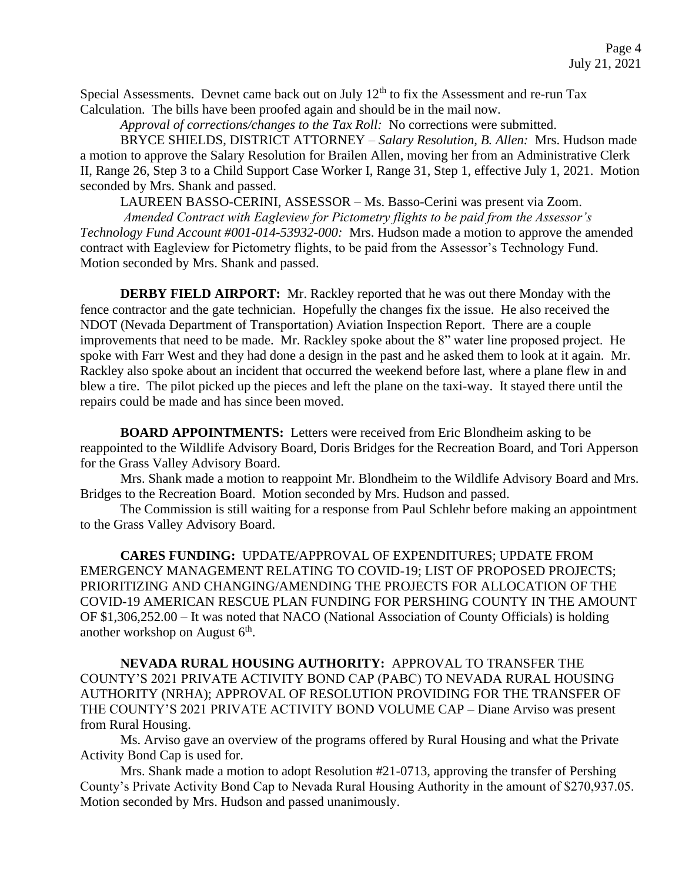Special Assessments. Devnet came back out on July 12th to fix the Assessment and re-run Tax Calculation. The bills have been proofed again and should be in the mail now.

*Approval of corrections/changes to the Tax Roll:* No corrections were submitted.

BRYCE SHIELDS, DISTRICT ATTORNEY – *Salary Resolution, B. Allen:* Mrs. Hudson made a motion to approve the Salary Resolution for Brailen Allen, moving her from an Administrative Clerk II, Range 26, Step 3 to a Child Support Case Worker I, Range 31, Step 1, effective July 1, 2021. Motion seconded by Mrs. Shank and passed.

LAUREEN BASSO-CERINI, ASSESSOR – Ms. Basso-Cerini was present via Zoom.

*Amended Contract with Eagleview for Pictometry flights to be paid from the Assessor's Technology Fund Account #001-014-53932-000:* Mrs. Hudson made a motion to approve the amended contract with Eagleview for Pictometry flights, to be paid from the Assessor's Technology Fund. Motion seconded by Mrs. Shank and passed.

**DERBY FIELD AIRPORT:** Mr. Rackley reported that he was out there Monday with the fence contractor and the gate technician. Hopefully the changes fix the issue. He also received the NDOT (Nevada Department of Transportation) Aviation Inspection Report. There are a couple improvements that need to be made. Mr. Rackley spoke about the 8" water line proposed project. He spoke with Farr West and they had done a design in the past and he asked them to look at it again. Mr. Rackley also spoke about an incident that occurred the weekend before last, where a plane flew in and blew a tire. The pilot picked up the pieces and left the plane on the taxi-way. It stayed there until the repairs could be made and has since been moved.

**BOARD APPOINTMENTS:** Letters were received from Eric Blondheim asking to be reappointed to the Wildlife Advisory Board, Doris Bridges for the Recreation Board, and Tori Apperson for the Grass Valley Advisory Board.

Mrs. Shank made a motion to reappoint Mr. Blondheim to the Wildlife Advisory Board and Mrs. Bridges to the Recreation Board. Motion seconded by Mrs. Hudson and passed.

The Commission is still waiting for a response from Paul Schlehr before making an appointment to the Grass Valley Advisory Board.

**CARES FUNDING:** UPDATE/APPROVAL OF EXPENDITURES; UPDATE FROM EMERGENCY MANAGEMENT RELATING TO COVID-19; LIST OF PROPOSED PROJECTS; PRIORITIZING AND CHANGING/AMENDING THE PROJECTS FOR ALLOCATION OF THE COVID-19 AMERICAN RESCUE PLAN FUNDING FOR PERSHING COUNTY IN THE AMOUNT OF $1,306,252.00 – It was noted that NACO (National Association of County Officials) is holding another workshop on August 6th.

**NEVADA RURAL HOUSING AUTHORITY:** APPROVAL TO TRANSFER THE COUNTY'S 2021 PRIVATE ACTIVITY BOND CAP (PABC) TO NEVADA RURAL HOUSING AUTHORITY (NRHA); APPROVAL OF RESOLUTION PROVIDING FOR THE TRANSFER OF THE COUNTY'S 2021 PRIVATE ACTIVITY BOND VOLUME CAP – Diane Arviso was present from Rural Housing.

Ms. Arviso gave an overview of the programs offered by Rural Housing and what the Private Activity Bond Cap is used for.

Mrs. Shank made a motion to adopt Resolution #21-0713, approving the transfer of Pershing County's Private Activity Bond Cap to Nevada Rural Housing Authority in the amount of $270,937.05. Motion seconded by Mrs. Hudson and passed unanimously.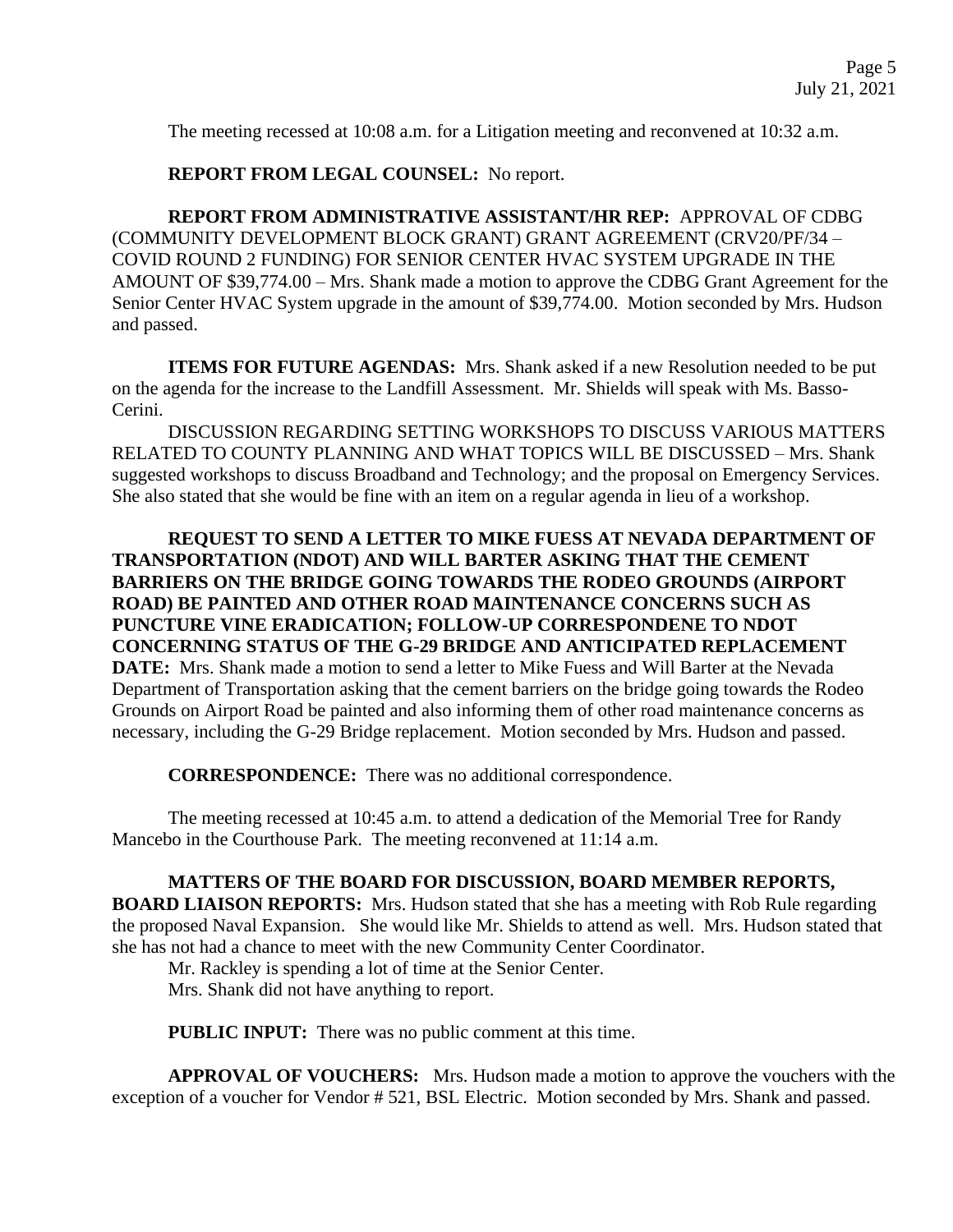The meeting recessed at 10:08 a.m. for a Litigation meeting and reconvened at 10:32 a.m.

**REPORT FROM LEGAL COUNSEL:** No report.

**REPORT FROM ADMINISTRATIVE ASSISTANT/HR REP:** APPROVAL OF CDBG (COMMUNITY DEVELOPMENT BLOCK GRANT) GRANT AGREEMENT (CRV20/PF/34 – COVID ROUND 2 FUNDING) FOR SENIOR CENTER HVAC SYSTEM UPGRADE IN THE AMOUNT OF $39,774.00 – Mrs. Shank made a motion to approve the CDBG Grant Agreement for the Senior Center HVAC System upgrade in the amount of $39,774.00. Motion seconded by Mrs. Hudson and passed.

**ITEMS FOR FUTURE AGENDAS:** Mrs. Shank asked if a new Resolution needed to be put on the agenda for the increase to the Landfill Assessment. Mr. Shields will speak with Ms. Basso-Cerini.

DISCUSSION REGARDING SETTING WORKSHOPS TO DISCUSS VARIOUS MATTERS RELATED TO COUNTY PLANNING AND WHAT TOPICS WILL BE DISCUSSED – Mrs. Shank suggested workshops to discuss Broadband and Technology; and the proposal on Emergency Services. She also stated that she would be fine with an item on a regular agenda in lieu of a workshop.

**REQUEST TO SEND A LETTER TO MIKE FUESS AT NEVADA DEPARTMENT OF TRANSPORTATION (NDOT) AND WILL BARTER ASKING THAT THE CEMENT BARRIERS ON THE BRIDGE GOING TOWARDS THE RODEO GROUNDS (AIRPORT ROAD) BE PAINTED AND OTHER ROAD MAINTENANCE CONCERNS SUCH AS PUNCTURE VINE ERADICATION; FOLLOW-UP CORRESPONDENE TO NDOT CONCERNING STATUS OF THE G-29 BRIDGE AND ANTICIPATED REPLACEMENT DATE:** Mrs. Shank made a motion to send a letter to Mike Fuess and Will Barter at the Nevada Department of Transportation asking that the cement barriers on the bridge going towards the Rodeo Grounds on Airport Road be painted and also informing them of other road maintenance concerns as necessary, including the G-29 Bridge replacement. Motion seconded by Mrs. Hudson and passed.

**CORRESPONDENCE:** There was no additional correspondence.

The meeting recessed at 10:45 a.m. to attend a dedication of the Memorial Tree for Randy Mancebo in the Courthouse Park. The meeting reconvened at 11:14 a.m.

**MATTERS OF THE BOARD FOR DISCUSSION, BOARD MEMBER REPORTS, BOARD LIAISON REPORTS:** Mrs. Hudson stated that she has a meeting with Rob Rule regarding the proposed Naval Expansion. She would like Mr. Shields to attend as well. Mrs. Hudson stated that she has not had a chance to meet with the new Community Center Coordinator.

Mr. Rackley is spending a lot of time at the Senior Center.

Mrs. Shank did not have anything to report.

**PUBLIC INPUT:** There was no public comment at this time.

**APPROVAL OF VOUCHERS:** Mrs. Hudson made a motion to approve the vouchers with the exception of a voucher for Vendor # 521, BSL Electric. Motion seconded by Mrs. Shank and passed.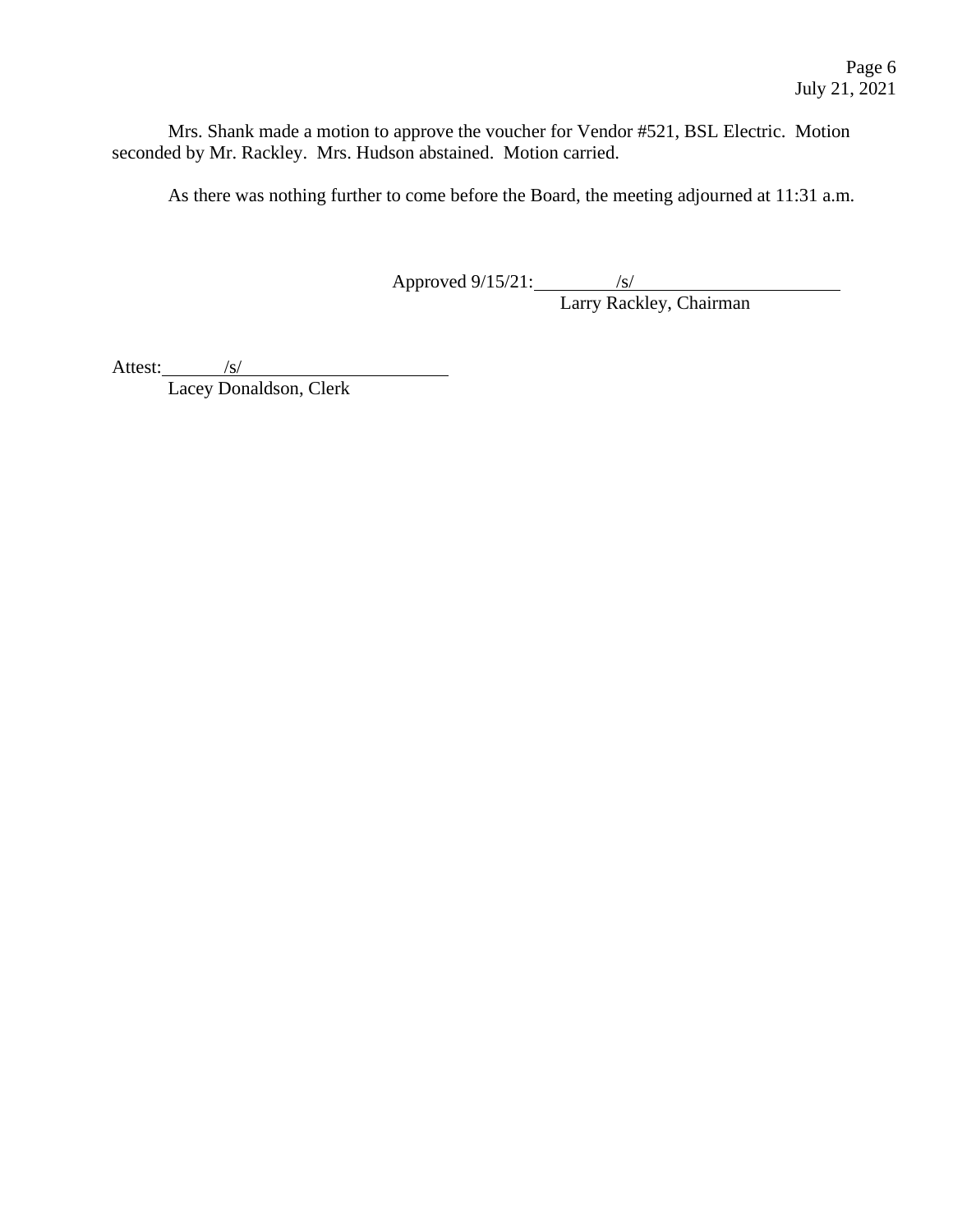Mrs. Shank made a motion to approve the voucher for Vendor #521, BSL Electric. Motion seconded by Mr. Rackley. Mrs. Hudson abstained. Motion carried.

As there was nothing further to come before the Board, the meeting adjourned at 11:31 a.m.

Approved 9/15/21: /s/
Larry Rackley, Chairman

Attest: /s/
Lacey Donaldson, Clerk